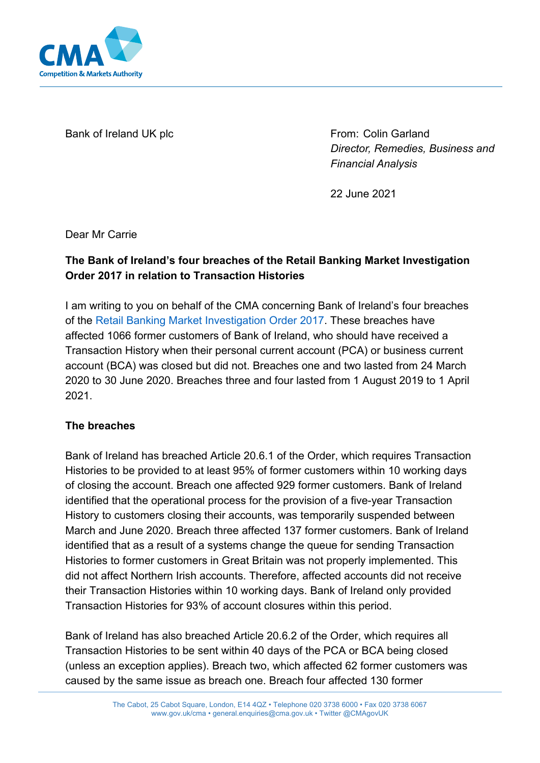Bank of Ireland UK plc

From: Colin Garland
*Director, Remedies, Business and Financial Analysis*

22 June 2021

Dear Mr Carrie

**The Bank of Ireland's four breaches of the Retail Banking Market Investigation Order 2017 in relation to Transaction Histories**

I am writing to you on behalf of the CMA concerning Bank of Ireland's four breaches of the Retail Banking Market Investigation Order 2017. These breaches have affected 1066 former customers of Bank of Ireland, who should have received a Transaction History when their personal current account (PCA) or business current account (BCA) was closed but did not. Breaches one and two lasted from 24 March 2020 to 30 June 2020. Breaches three and four lasted from 1 August 2019 to 1 April 2021.

**The breaches**

Bank of Ireland has breached Article 20.6.1 of the Order, which requires Transaction Histories to be provided to at least 95% of former customers within 10 working days of closing the account. Breach one affected 929 former customers. Bank of Ireland identified that the operational process for the provision of a five-year Transaction History to customers closing their accounts, was temporarily suspended between March and June 2020. Breach three affected 137 former customers. Bank of Ireland identified that as a result of a systems change the queue for sending Transaction Histories to former customers in Great Britain was not properly implemented. This did not affect Northern Irish accounts. Therefore, affected accounts did not receive their Transaction Histories within 10 working days. Bank of Ireland only provided Transaction Histories for 93% of account closures within this period.

Bank of Ireland has also breached Article 20.6.2 of the Order, which requires all Transaction Histories to be sent within 40 days of the PCA or BCA being closed (unless an exception applies). Breach two, which affected 62 former customers was caused by the same issue as breach one. Breach four affected 130 former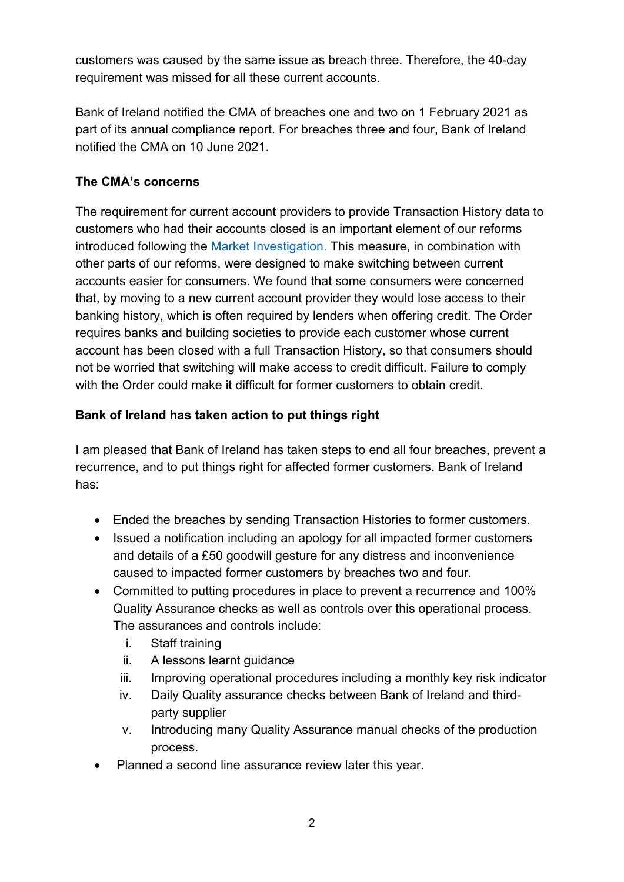customers was caused by the same issue as breach three. Therefore, the 40-day requirement was missed for all these current accounts.

Bank of Ireland notified the CMA of breaches one and two on 1 February 2021 as part of its annual compliance report. For breaches three and four, Bank of Ireland notified the CMA on 10 June 2021.

**The CMA's concerns**

The requirement for current account providers to provide Transaction History data to customers who had their accounts closed is an important element of our reforms introduced following the Market Investigation. This measure, in combination with other parts of our reforms, were designed to make switching between current accounts easier for consumers. We found that some consumers were concerned that, by moving to a new current account provider they would lose access to their banking history, which is often required by lenders when offering credit. The Order requires banks and building societies to provide each customer whose current account has been closed with a full Transaction History, so that consumers should not be worried that switching will make access to credit difficult. Failure to comply with the Order could make it difficult for former customers to obtain credit.

**Bank of Ireland has taken action to put things right**

I am pleased that Bank of Ireland has taken steps to end all four breaches, prevent a recurrence, and to put things right for affected former customers. Bank of Ireland has:

- Ended the breaches by sending Transaction Histories to former customers.
- Issued a notification including an apology for all impacted former customers and details of a £50 goodwill gesture for any distress and inconvenience caused to impacted former customers by breaches two and four.
- Committed to putting procedures in place to prevent a recurrence and 100% Quality Assurance checks as well as controls over this operational process. The assurances and controls include:
    i. Staff training
    ii. A lessons learnt guidance
    iii. Improving operational procedures including a monthly key risk indicator
    iv. Daily Quality assurance checks between Bank of Ireland and third-party supplier
    v. Introducing many Quality Assurance manual checks of the production process.
- Planned a second line assurance review later this year.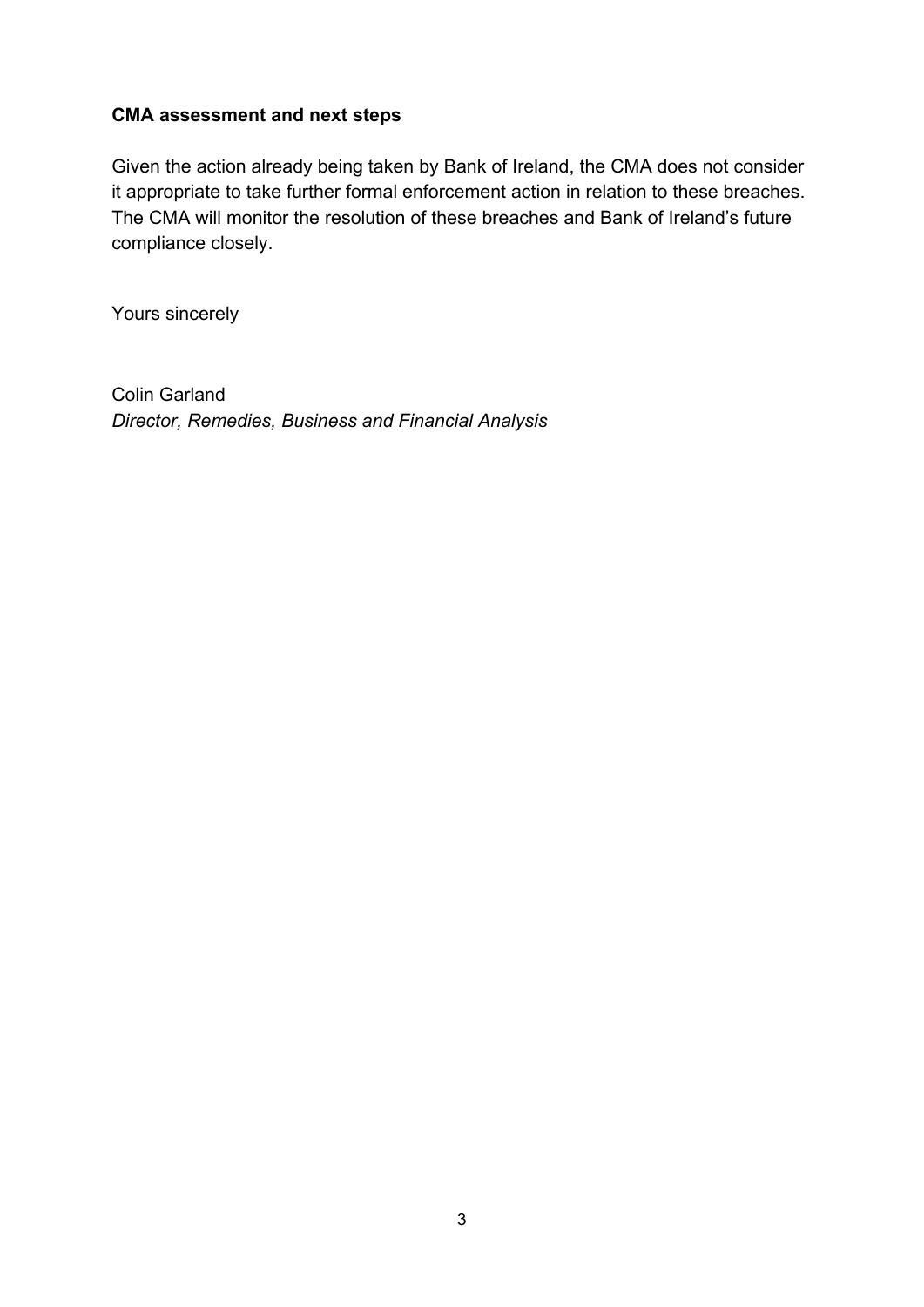**CMA assessment and next steps**

Given the action already being taken by Bank of Ireland, the CMA does not consider it appropriate to take further formal enforcement action in relation to these breaches. The CMA will monitor the resolution of these breaches and Bank of Ireland's future compliance closely.

Yours sincerely

Colin Garland
*Director, Remedies, Business and Financial Analysis*